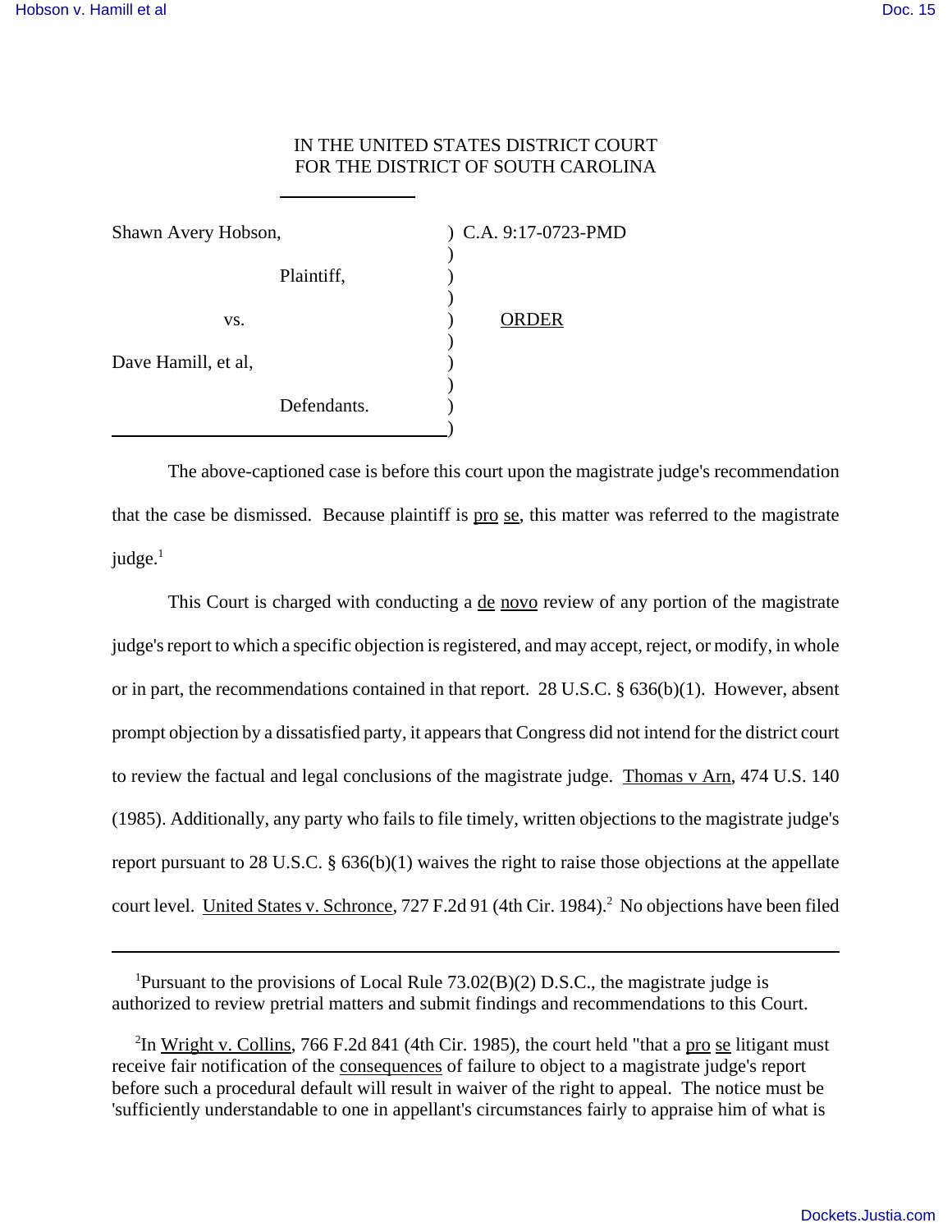IN THE UNITED STATES DISTRICT COURT
FOR THE DISTRICT OF SOUTH CAROLINA

| | | |
|---|---|---|
| Shawn Avery Hobson, | ) | C.A. 9:17-0723-PMD |
| Plaintiff, | ) | |
| vs. | ) | ORDER |
| Dave Hamill, et al, | ) | |
| Defendants. | ) | |

The above-captioned case is before this court upon the magistrate judge's recommendation that the case be dismissed. Because plaintiff is pro se, this matter was referred to the magistrate judge.[1]

This Court is charged with conducting a de novo review of any portion of the magistrate judge's report to which a specific objection is registered, and may accept, reject, or modify, in whole or in part, the recommendations contained in that report. 28 U.S.C. § 636(b)(1). However, absent prompt objection by a dissatisfied party, it appears that Congress did not intend for the district court to review the factual and legal conclusions of the magistrate judge. Thomas v Arn, 474 U.S. 140 (1985). Additionally, any party who fails to file timely, written objections to the magistrate judge's report pursuant to 28 U.S.C. § 636(b)(1) waives the right to raise those objections at the appellate court level. United States v. Schronce, 727 F.2d 91 (4th Cir. 1984).[2] No objections have been filed

---

[1]Pursuant to the provisions of Local Rule 73.02(B)(2) D.S.C., the magistrate judge is authorized to review pretrial matters and submit findings and recommendations to this Court.

[2]In Wright v. Collins, 766 F.2d 841 (4th Cir. 1985), the court held "that a pro se litigant must receive fair notification of the consequences of failure to object to a magistrate judge's report before such a procedural default will result in waiver of the right to appeal. The notice must be 'sufficiently understandable to one in appellant's circumstances fairly to appraise him of what is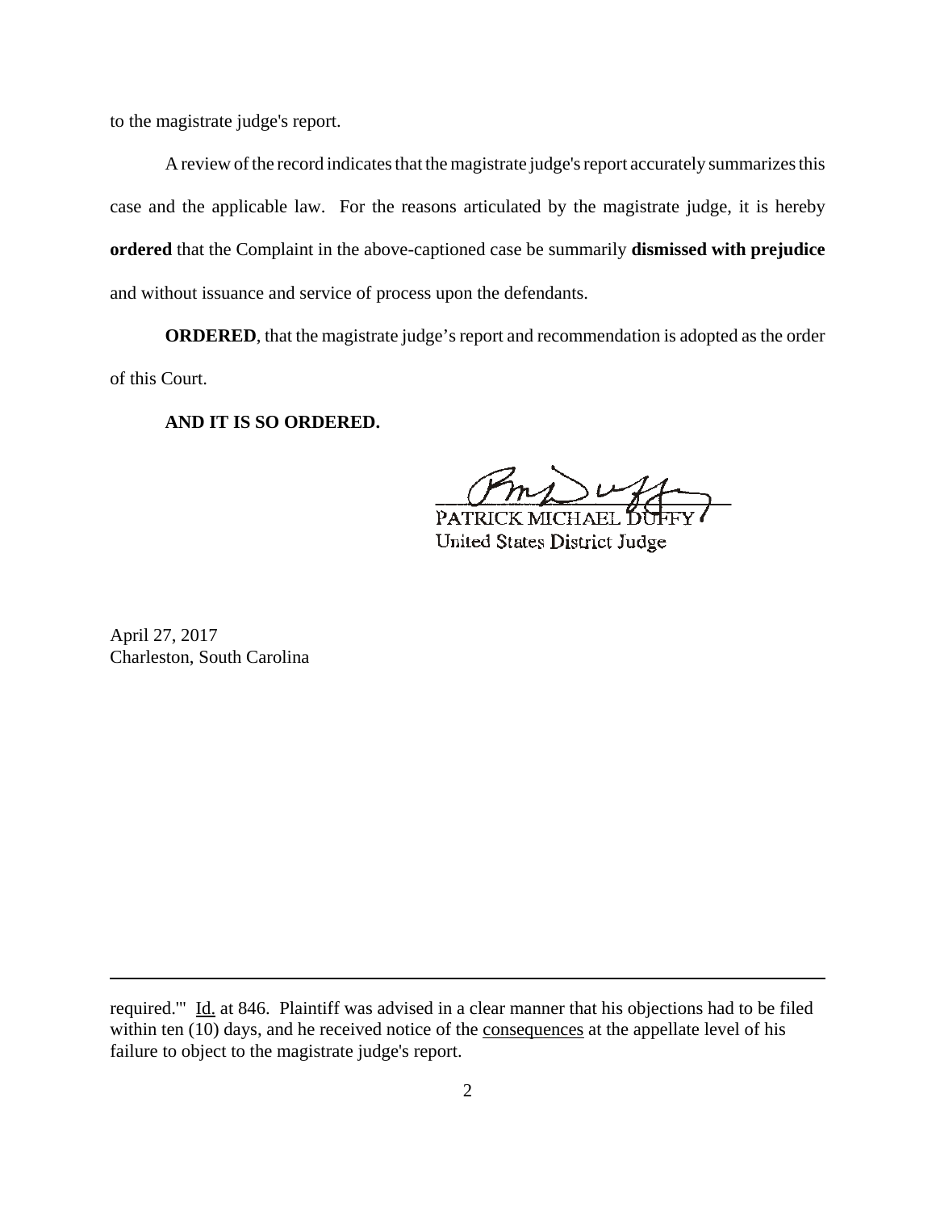to the magistrate judge's report.

A review of the record indicates that the magistrate judge's report accurately summarizes this case and the applicable law. For the reasons articulated by the magistrate judge, it is hereby **ordered** that the Complaint in the above-captioned case be summarily **dismissed with prejudice** and without issuance and service of process upon the defendants.

**ORDERED**, that the magistrate judge's report and recommendation is adopted as the order of this Court.

**AND IT IS SO ORDERED.**

PATRICK MICHAEL DUFFY
United States District Judge

April 27, 2017
Charleston, South Carolina

---

required.'" Id. at 846. Plaintiff was advised in a clear manner that his objections had to be filed within ten (10) days, and he received notice of the consequences at the appellate level of his failure to object to the magistrate judge's report.